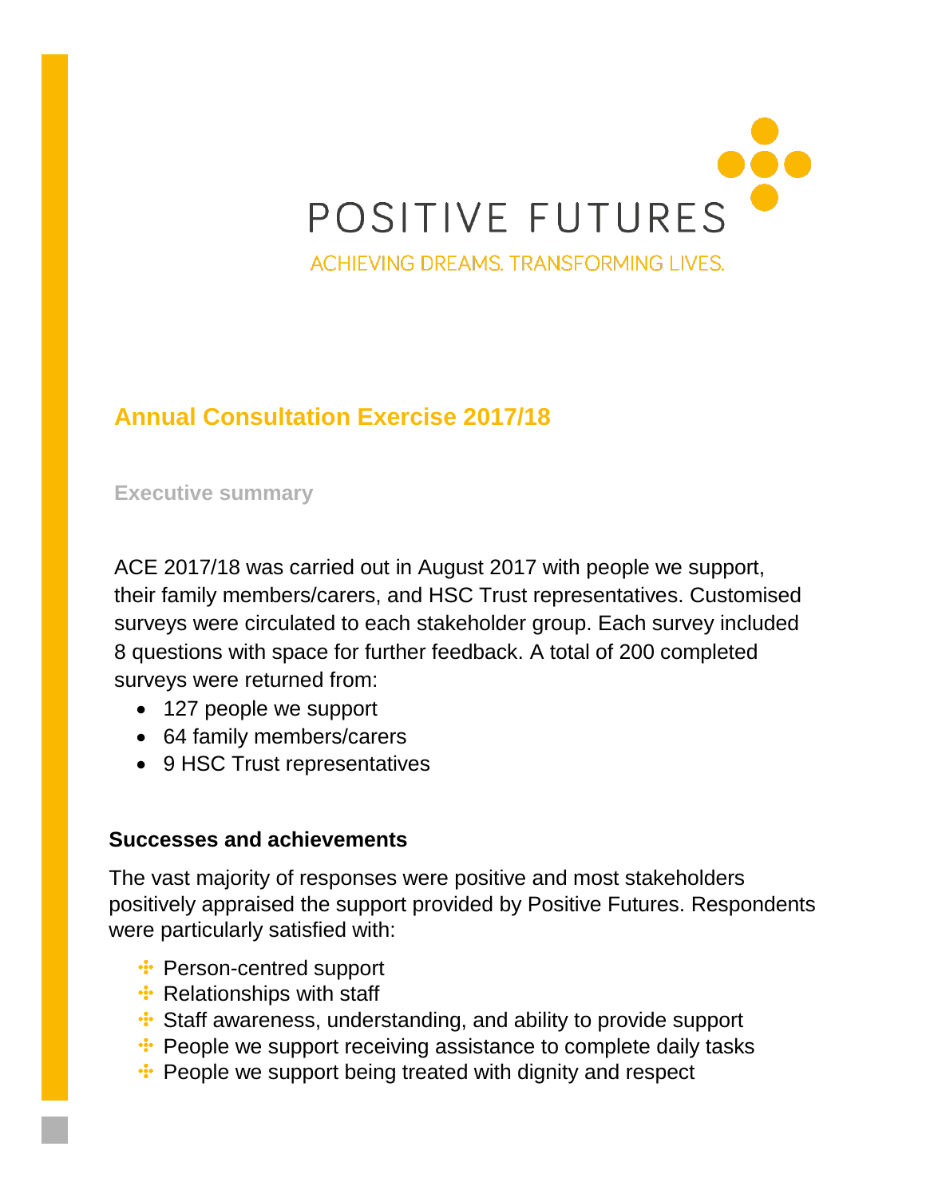POSITIVE FUTURES

ACHIEVING DREAMS. TRANSFORMING LIVES.

# Annual Consultation Exercise 2017/18

## Executive summary

ACE 2017/18 was carried out in August 2017 with people we support, their family members/carers, and HSC Trust representatives. Customised surveys were circulated to each stakeholder group. Each survey included 8 questions with space for further feedback. A total of 200 completed surveys were returned from:

- 127 people we support
- 64 family members/carers
- 9 HSC Trust representatives

### Successes and achievements

The vast majority of responses were positive and most stakeholders positively appraised the support provided by Positive Futures. Respondents were particularly satisfied with:

- Person-centred support
- Relationships with staff
- Staff awareness, understanding, and ability to provide support
- People we support receiving assistance to complete daily tasks
- People we support being treated with dignity and respect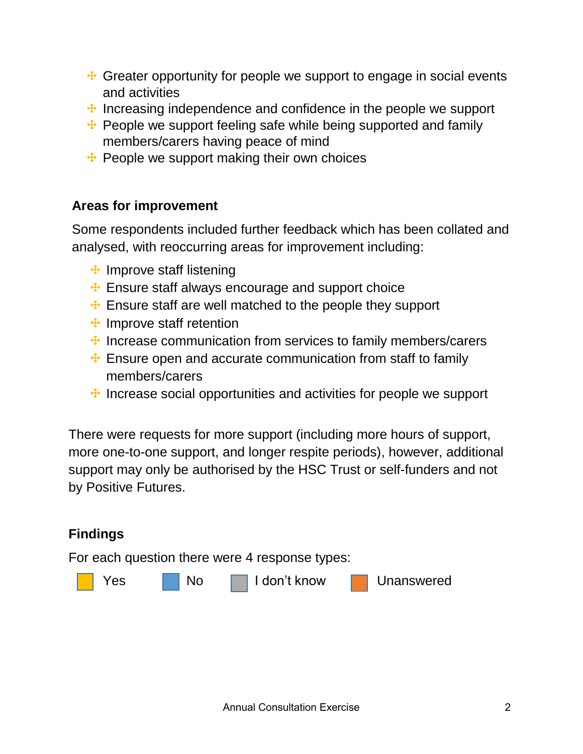- Greater opportunity for people we support to engage in social events and activities
- Increasing independence and confidence in the people we support
- People we support feeling safe while being supported and family members/carers having peace of mind
- People we support making their own choices

**Areas for improvement**

Some respondents included further feedback which has been collated and analysed, with reoccurring areas for improvement including:

- Improve staff listening
- Ensure staff always encourage and support choice
- Ensure staff are well matched to the people they support
- Improve staff retention
- Increase communication from services to family members/carers
- Ensure open and accurate communication from staff to family members/carers
- Increase social opportunities and activities for people we support

There were requests for more support (including more hours of support, more one-to-one support, and longer respite periods), however, additional support may only be authorised by the HSC Trust or self-funders and not by Positive Futures.

**Findings**

For each question there were 4 response types:

Yes    No    I don't know    Unanswered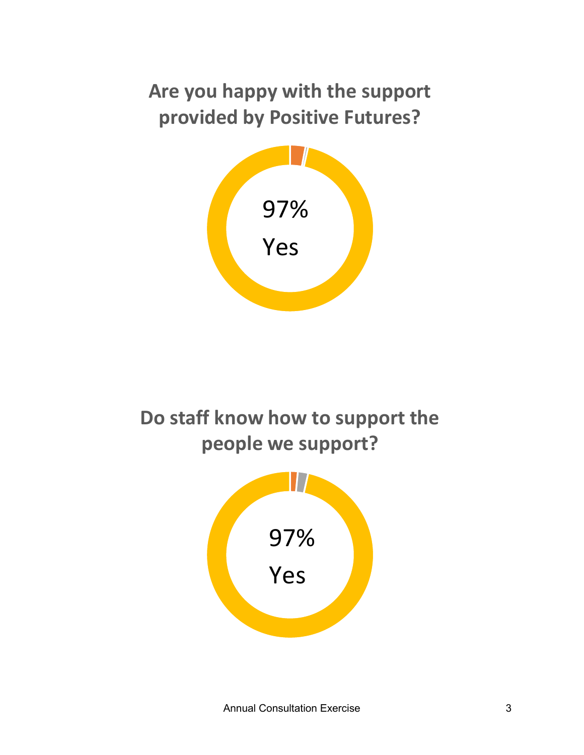## Are you happy with the support provided by Positive Futures?

97%

Yes

## Do staff know how to support the people we support?

97%

Yes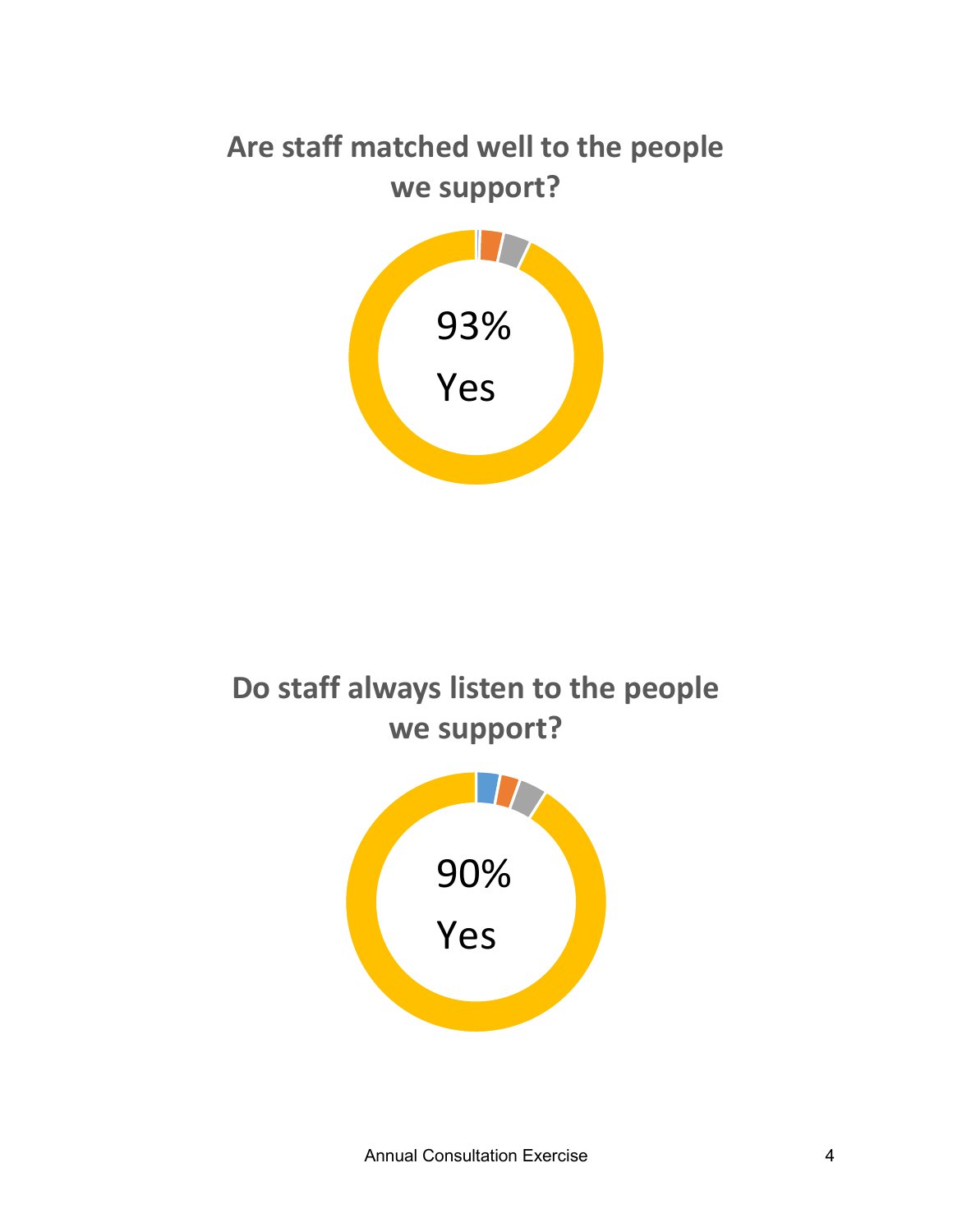## Are staff matched well to the people we support?

93%

Yes

## Do staff always listen to the people we support?

90%

Yes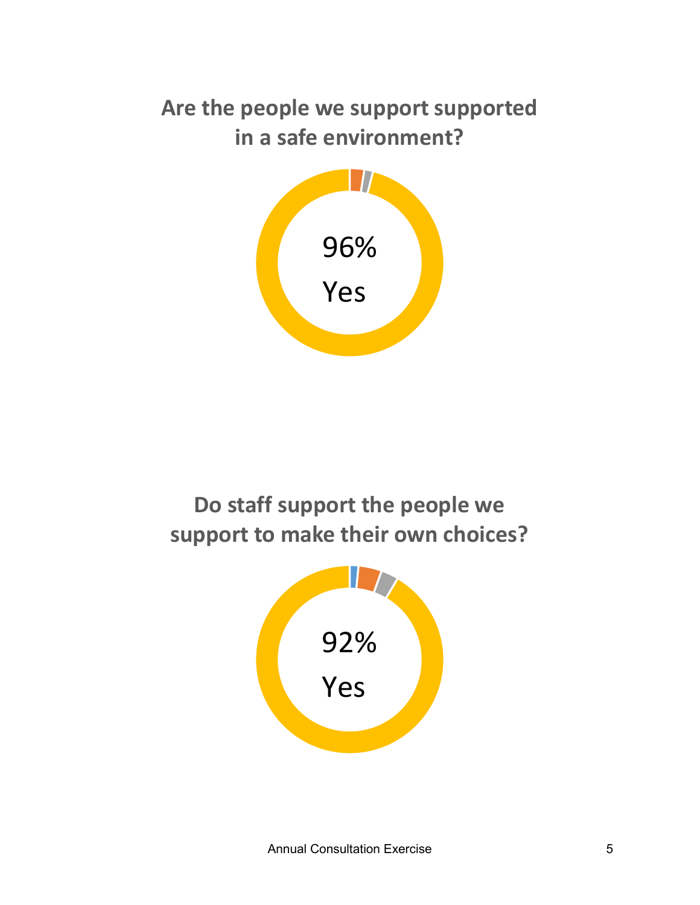## Are the people we support supported in a safe environment?

96%

Yes

## Do staff support the people we support to make their own choices?

92%

Yes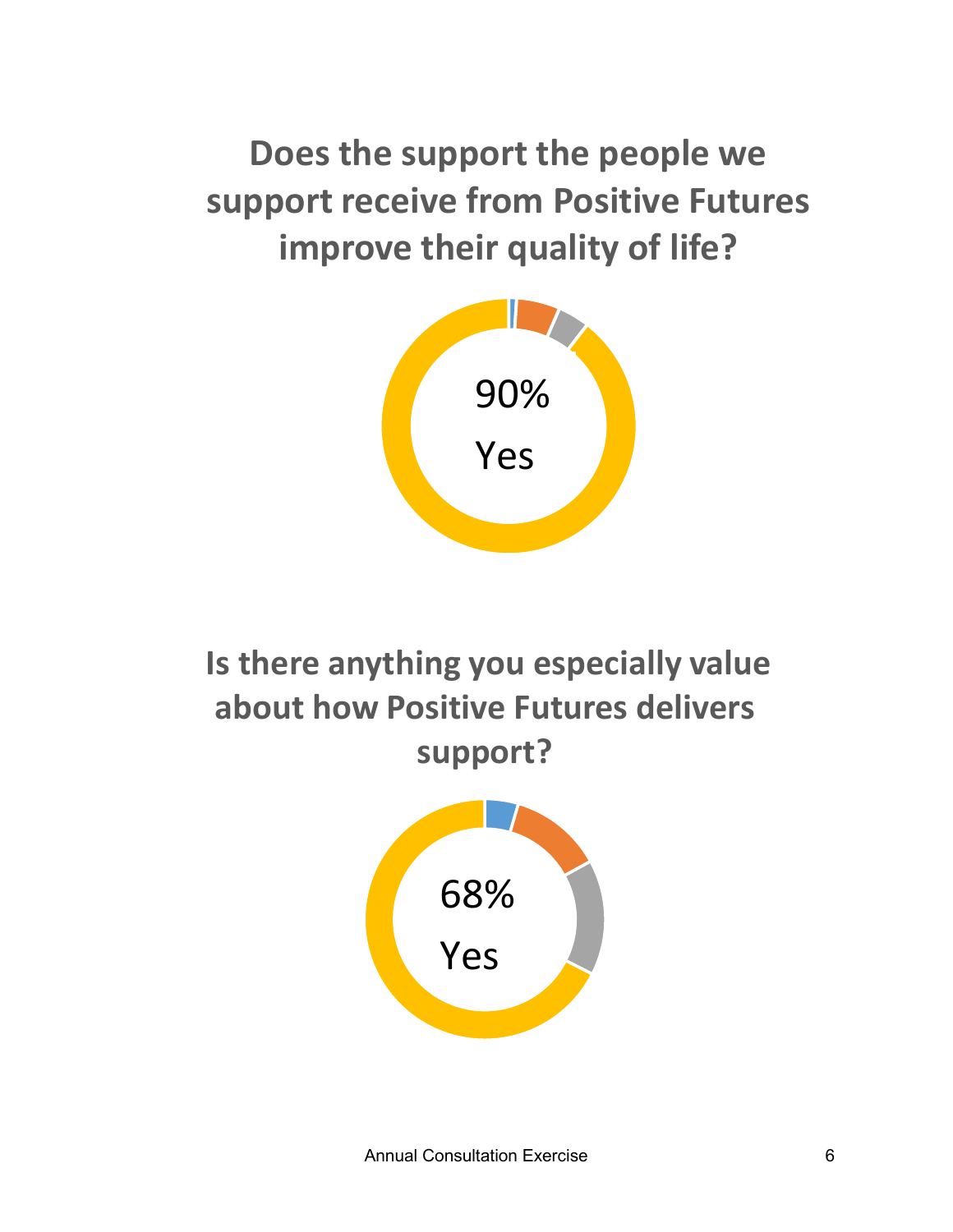## Does the support the people we support receive from Positive Futures improve their quality of life?

90%

Yes

## Is there anything you especially value about how Positive Futures delivers support?

68%

Yes